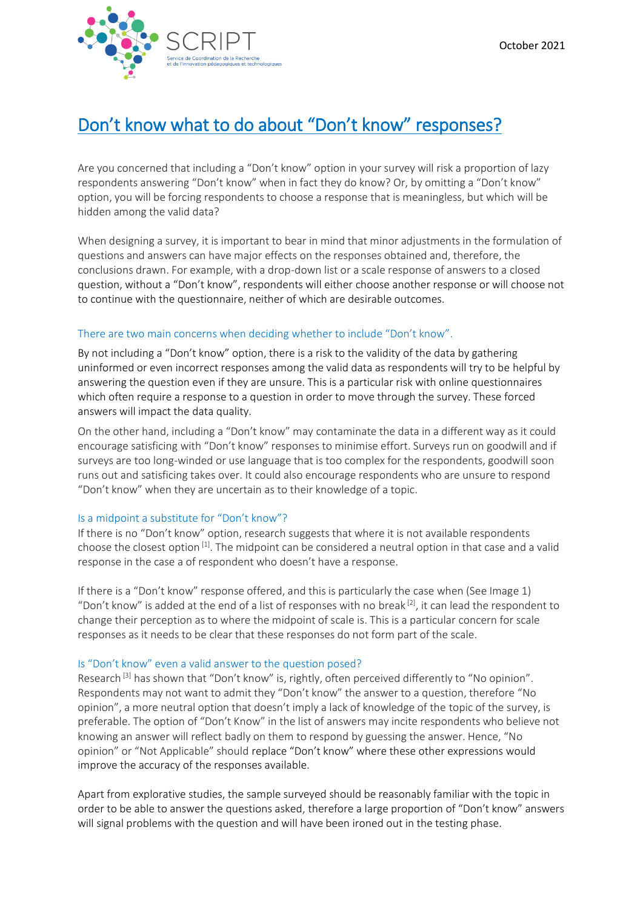# Don't know what to do about "Don't know" responses?

Are you concerned that including a "Don't know" option in your survey will risk a proportion of lazy respondents answering "Don't know" when in fact they do know? Or, by omitting a "Don't know" option, you will be forcing respondents to choose a response that is meaningless, but which will be hidden among the valid data?

When designing a survey, it is important to bear in mind that minor adjustments in the formulation of questions and answers can have major effects on the responses obtained and, therefore, the conclusions drawn. For example, with a drop-down list or a scale response of answers to a closed question, without a "Don't know", respondents will either choose another response or will choose not to continue with the questionnaire, neither of which are desirable outcomes.

### There are two main concerns when deciding whether to include "Don't know".

By not including a "Don't know" option, there is a risk to the validity of the data by gathering uninformed or even incorrect responses among the valid data as respondents will try to be helpful by answering the question even if they are unsure. This is a particular risk with online questionnaires which often require a response to a question in order to move through the survey. These forced answers will impact the data quality.

On the other hand, including a "Don't know" may contaminate the data in a different way as it could encourage satisficing with "Don't know" responses to minimise effort. Surveys run on goodwill and if surveys are too long-winded or use language that is too complex for the respondents, goodwill soon runs out and satisficing takes over. It could also encourage respondents who are unsure to respond "Don't know" when they are uncertain as to their knowledge of a topic.

### Is a midpoint a substitute for "Don't know"?

If there is no "Don't know" option, research suggests that where it is not available respondents choose the closest option [1]. The midpoint can be considered a neutral option in that case and a valid response in the case a of respondent who doesn't have a response.

If there is a "Don't know" response offered, and this is particularly the case when (See Image 1) "Don't know" is added at the end of a list of responses with no break [2], it can lead the respondent to change their perception as to where the midpoint of scale is. This is a particular concern for scale responses as it needs to be clear that these responses do not form part of the scale.

### Is "Don't know" even a valid answer to the question posed?

Research [3] has shown that "Don't know" is, rightly, often perceived differently to "No opinion". Respondents may not want to admit they "Don't know" the answer to a question, therefore "No opinion", a more neutral option that doesn't imply a lack of knowledge of the topic of the survey, is preferable. The option of "Don't Know" in the list of answers may incite respondents who believe not knowing an answer will reflect badly on them to respond by guessing the answer. Hence, "No opinion" or "Not Applicable" should replace "Don't know" where these other expressions would improve the accuracy of the responses available.

Apart from explorative studies, the sample surveyed should be reasonably familiar with the topic in order to be able to answer the questions asked, therefore a large proportion of "Don't know" answers will signal problems with the question and will have been ironed out in the testing phase.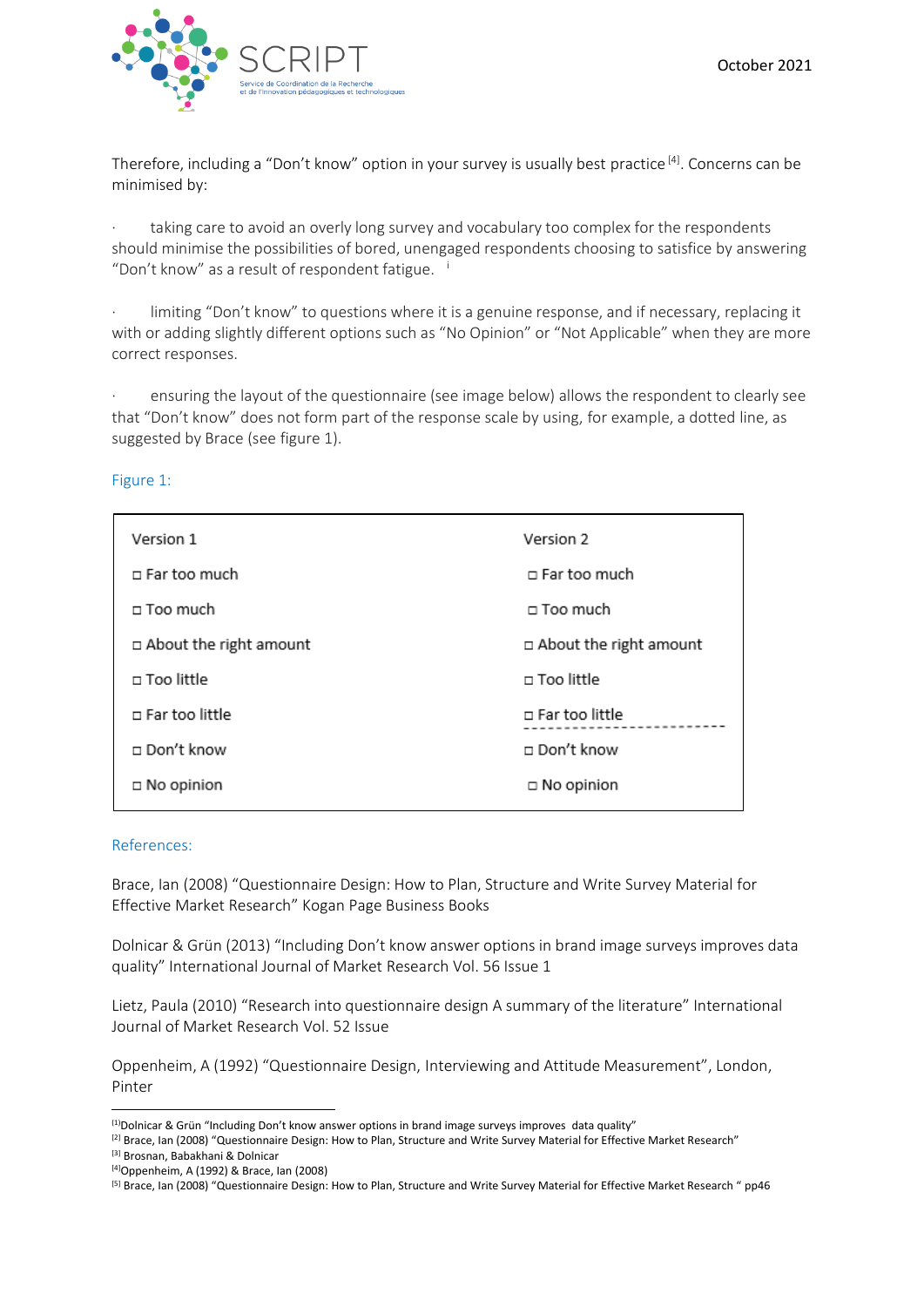Therefore, including a "Don't know" option in your survey is usually best practice [4]. Concerns can be minimised by:

· taking care to avoid an overly long survey and vocabulary too complex for the respondents should minimise the possibilities of bored, unengaged respondents choosing to satisfice by answering "Don't know" as a result of respondent fatigue. [i]

· limiting "Don't know" to questions where it is a genuine response, and if necessary, replacing it with or adding slightly different options such as "No Opinion" or "Not Applicable" when they are more correct responses.

· ensuring the layout of the questionnaire (see image below) allows the respondent to clearly see that "Don't know" does not form part of the response scale by using, for example, a dotted line, as suggested by Brace (see figure 1).

Figure 1:

| Version 1 | Version 2 |
|---|---|
| □ Far too much | □ Far too much |
| □ Too much | □ Too much |
| □ About the right amount | □ About the right amount |
| □ Too little | □ Too little |
| □ Far too little | □ Far too little |
| | - - - - - - - - - - - - - - - - - - - - - - - - |
| □ Don't know | □ Don't know |
| □ No opinion | □ No opinion |

## References:

Brace, Ian (2008) "Questionnaire Design: How to Plan, Structure and Write Survey Material for Effective Market Research" Kogan Page Business Books

Dolnicar & Grün (2013) "Including Don't know answer options in brand image surveys improves data quality" International Journal of Market Research Vol. 56 Issue 1

Lietz, Paula (2010) "Research into questionnaire design A summary of the literature" International Journal of Market Research Vol. 52 Issue

Oppenheim, A (1992) "Questionnaire Design, Interviewing and Attitude Measurement", London, Pinter

---

[1] Dolnicar & Grün "Including Don't know answer options in brand image surveys improves data quality"
[2] Brace, Ian (2008) "Questionnaire Design: How to Plan, Structure and Write Survey Material for Effective Market Research"
[3] Brosnan, Babakhani & Dolnicar
[4] Oppenheim, A (1992) & Brace, Ian (2008)
[5] Brace, Ian (2008) "Questionnaire Design: How to Plan, Structure and Write Survey Material for Effective Market Research " pp46